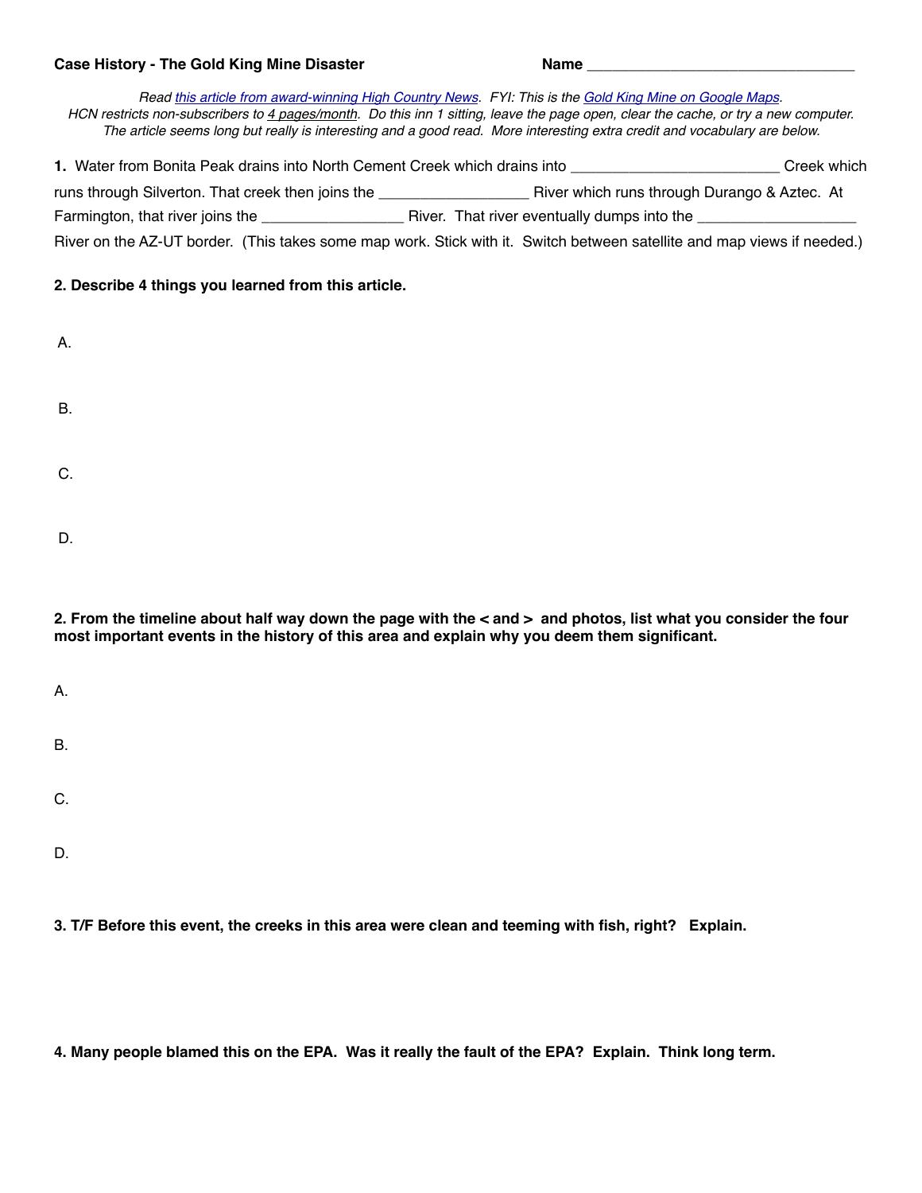**Case History - The Gold King Mine Disaster** **Name** ________________________________

*Read [this article from award-winning High Country News](). FYI: This is the [Gold King Mine on Google Maps]().*
*HCN restricts non-subscribers to 4 pages/month. Do this inn 1 sitting, leave the page open, clear the cache, or try a new computer.*
*The article seems long but really is interesting and a good read. More interesting extra credit and vocabulary are below.*

**1.** Water from Bonita Peak drains into North Cement Creek which drains into ________________________ Creek which runs through Silverton. That creek then joins the _________________ River which runs through Durango & Aztec. At Farmington, that river joins the ________________ River. That river eventually dumps into the __________________ River on the AZ-UT border. (This takes some map work. Stick with it. Switch between satellite and map views if needed.)

**2. Describe 4 things you learned from this article.**

A.

B.

C.

D.

**2. From the timeline about half way down the page with the < and > and photos, list what you consider the four most important events in the history of this area and explain why you deem them significant.**

A.

B.

C.

D.

**3. T/F Before this event, the creeks in this area were clean and teeming with fish, right? Explain.**

**4. Many people blamed this on the EPA. Was it really the fault of the EPA? Explain. Think long term.**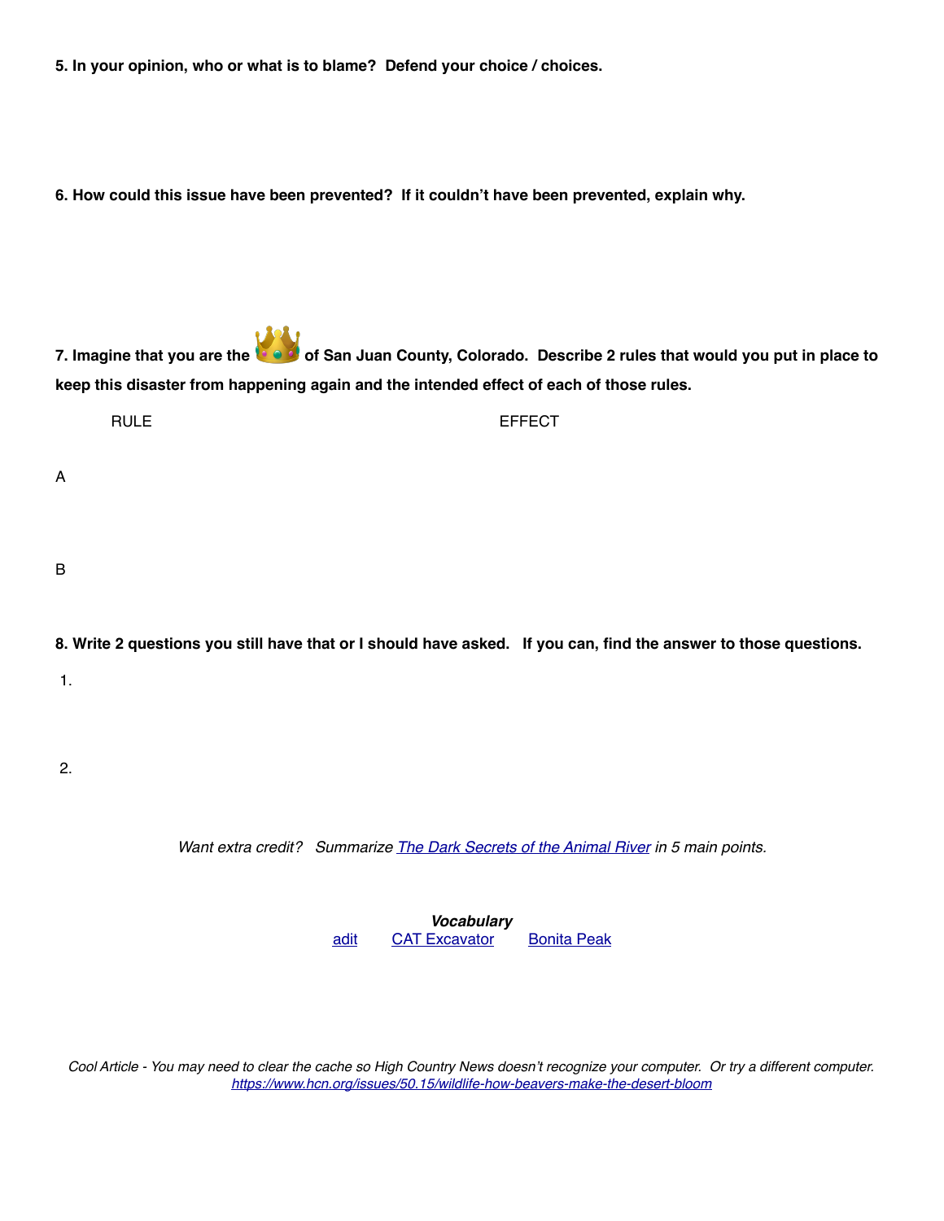**5. In your opinion, who or what is to blame? Defend your choice / choices.**

**6. How could this issue have been prevented? If it couldn't have been prevented, explain why.**

**7. Imagine that you are the 👑 of San Juan County, Colorado. Describe 2 rules that would you put in place to keep this disaster from happening again and the intended effect of each of those rules.**

| | RULE | EFFECT |
|---|---|---|
| A | | |
| B | | |

**8. Write 2 questions you still have that or I should have asked. If you can, find the answer to those questions.**

1.

2.

*Want extra credit? Summarize [The Dark Secrets of the Animal River]() in 5 main points.*

***Vocabulary***

[adit]() [CAT Excavator]() [Bonita Peak]()

*Cool Article - You may need to clear the cache so High Country News doesn't recognize your computer. Or try a different computer.*
*https://www.hcn.org/issues/50.15/wildlife-how-beavers-make-the-desert-bloom*